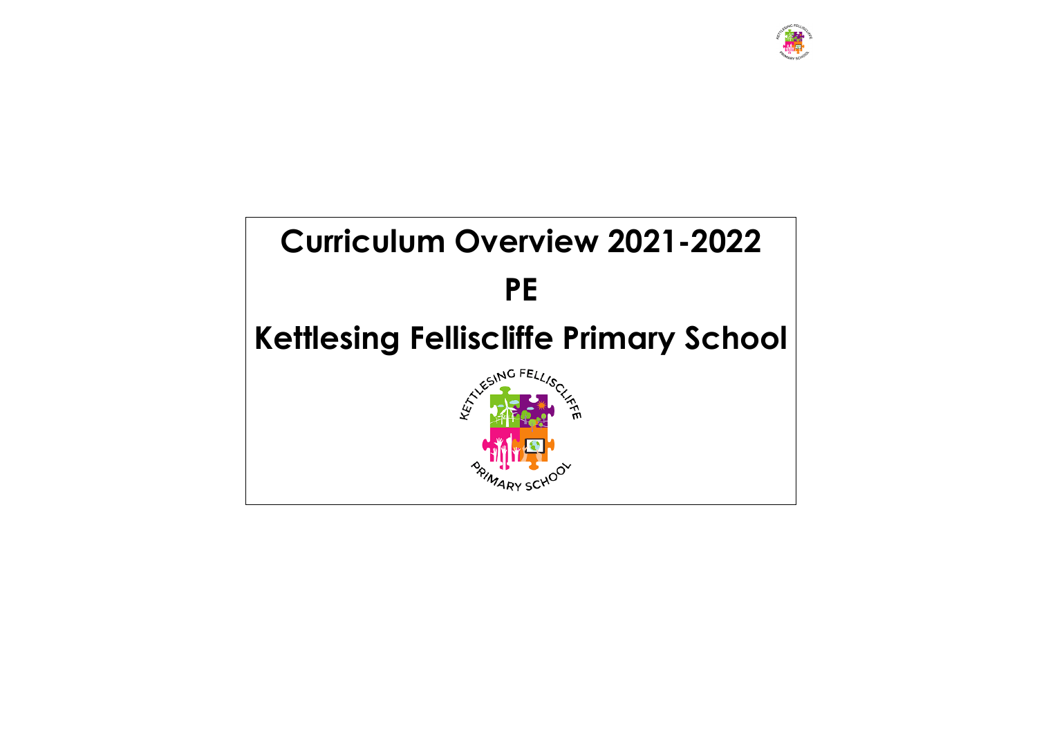# Curriculum Overview 2021-2022

# PE

# Kettlesing Felliscliffe Primary School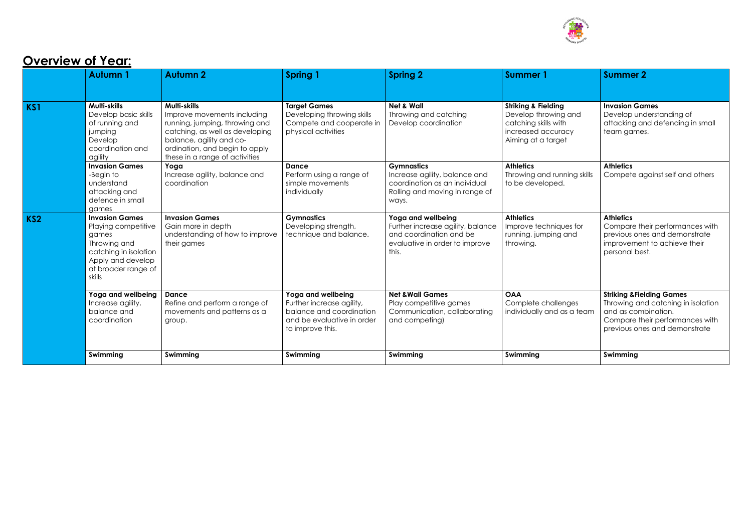## Overview of Year:

| | Autumn 1 | Autumn 2 | Spring 1 | Spring 2 | Summer 1 | Summer 2 |
|---|---|---|---|---|---|---|
| **KS1** | **Multi-skills**<br>Develop basic skills of running and jumping<br>Develop coordination and agility | **Multi-skills**<br>Improve movements including running, jumping, throwing and catching, as well as developing balance, agility and co-ordination, and begin to apply these in a range of activities | **Target Games**<br>Developing throwing skills<br>Compete and cooperate in physical activities | **Net & Wall**<br>Throwing and catching<br>Develop coordination | **Striking & Fielding**<br>Develop throwing and catching skills with increased accuracy<br>Aiming at a target | **Invasion Games**<br>Develop understanding of attacking and defending in small team games. |
| | **Invasion Games**<br>-Begin to understand attacking and defence in small games | **Yoga**<br>Increase agility, balance and coordination | **Dance**<br>Perform using a range of simple movements individually | **Gymnastics**<br>Increase agility, balance and coordination as an individual<br>Rolling and moving in range of ways. | **Athletics**<br>Throwing and running skills to be developed. | **Athletics**<br>Compete against self and others |
| **KS2** | **Invasion Games**<br>Playing competitive games<br>Throwing and catching in isolation<br>Apply and develop at broader range of skills | **Invasion Games**<br>Gain more in depth understanding of how to improve their games | **Gymnastics**<br>Developing strength, technique and balance. | **Yoga and wellbeing**<br>Further increase agility, balance and coordination and be evaluative in order to improve this. | **Athletics**<br>Improve techniques for running, jumping and throwing. | **Athletics**<br>Compare their performances with previous ones and demonstrate improvement to achieve their personal best. |
| | **Yoga and wellbeing**<br>Increase agility, balance and coordination | **Dance**<br>Refine and perform a range of movements and patterns as a group. | **Yoga and wellbeing**<br>Further increase agility, balance and coordination and be evaluative in order to improve this. | **Net &Wall Games**<br>Play competitive games<br>Communication, collaborating and competing) | **OAA**<br>Complete challenges individually and as a team | **Striking &Fielding Games**<br>Throwing and catching in isolation and as combination.<br>Compare their performances with previous ones and demonstrate |
| | **Swimming** | **Swimming** | **Swimming** | **Swimming** | **Swimming** | **Swimming** |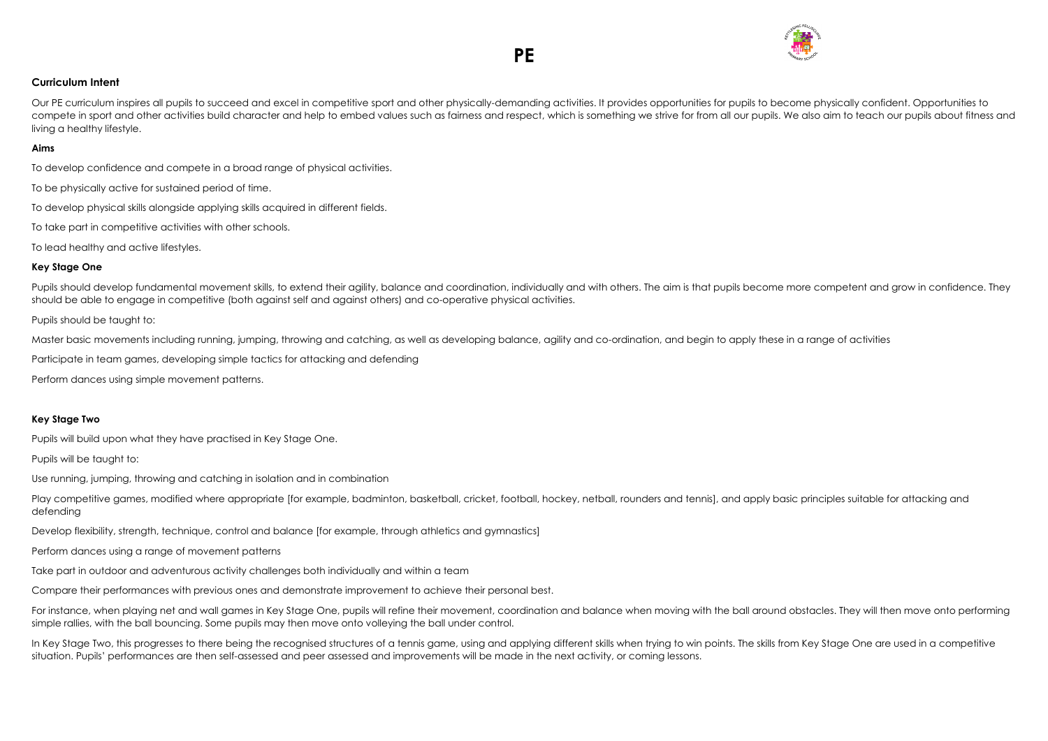# PE

## Curriculum Intent

Our PE curriculum inspires all pupils to succeed and excel in competitive sport and other physically-demanding activities. It provides opportunities for pupils to become physically confident. Opportunities to compete in sport and other activities build character and help to embed values such as fairness and respect, which is something we strive for from all our pupils. We also aim to teach our pupils about fitness and living a healthy lifestyle.

### Aims

To develop confidence and compete in a broad range of physical activities.

To be physically active for sustained period of time.

To develop physical skills alongside applying skills acquired in different fields.

To take part in competitive activities with other schools.

To lead healthy and active lifestyles.

### Key Stage One

Pupils should develop fundamental movement skills, to extend their agility, balance and coordination, individually and with others. The aim is that pupils become more competent and grow in confidence. They should be able to engage in competitive (both against self and against others) and co-operative physical activities.

Pupils should be taught to:

Master basic movements including running, jumping, throwing and catching, as well as developing balance, agility and co-ordination, and begin to apply these in a range of activities

Participate in team games, developing simple tactics for attacking and defending

Perform dances using simple movement patterns.

### Key Stage Two

Pupils will build upon what they have practised in Key Stage One.

Pupils will be taught to:

Use running, jumping, throwing and catching in isolation and in combination

Play competitive games, modified where appropriate [for example, badminton, basketball, cricket, football, hockey, netball, rounders and tennis], and apply basic principles suitable for attacking and defending

Develop flexibility, strength, technique, control and balance [for example, through athletics and gymnastics]

Perform dances using a range of movement patterns

Take part in outdoor and adventurous activity challenges both individually and within a team

Compare their performances with previous ones and demonstrate improvement to achieve their personal best.

For instance, when playing net and wall games in Key Stage One, pupils will refine their movement, coordination and balance when moving with the ball around obstacles. They will then move onto performing simple rallies, with the ball bouncing. Some pupils may then move onto volleying the ball under control.

In Key Stage Two, this progresses to there being the recognised structures of a tennis game, using and applying different skills when trying to win points. The skills from Key Stage One are used in a competitive situation. Pupils' performances are then self-assessed and peer assessed and improvements will be made in the next activity, or coming lessons.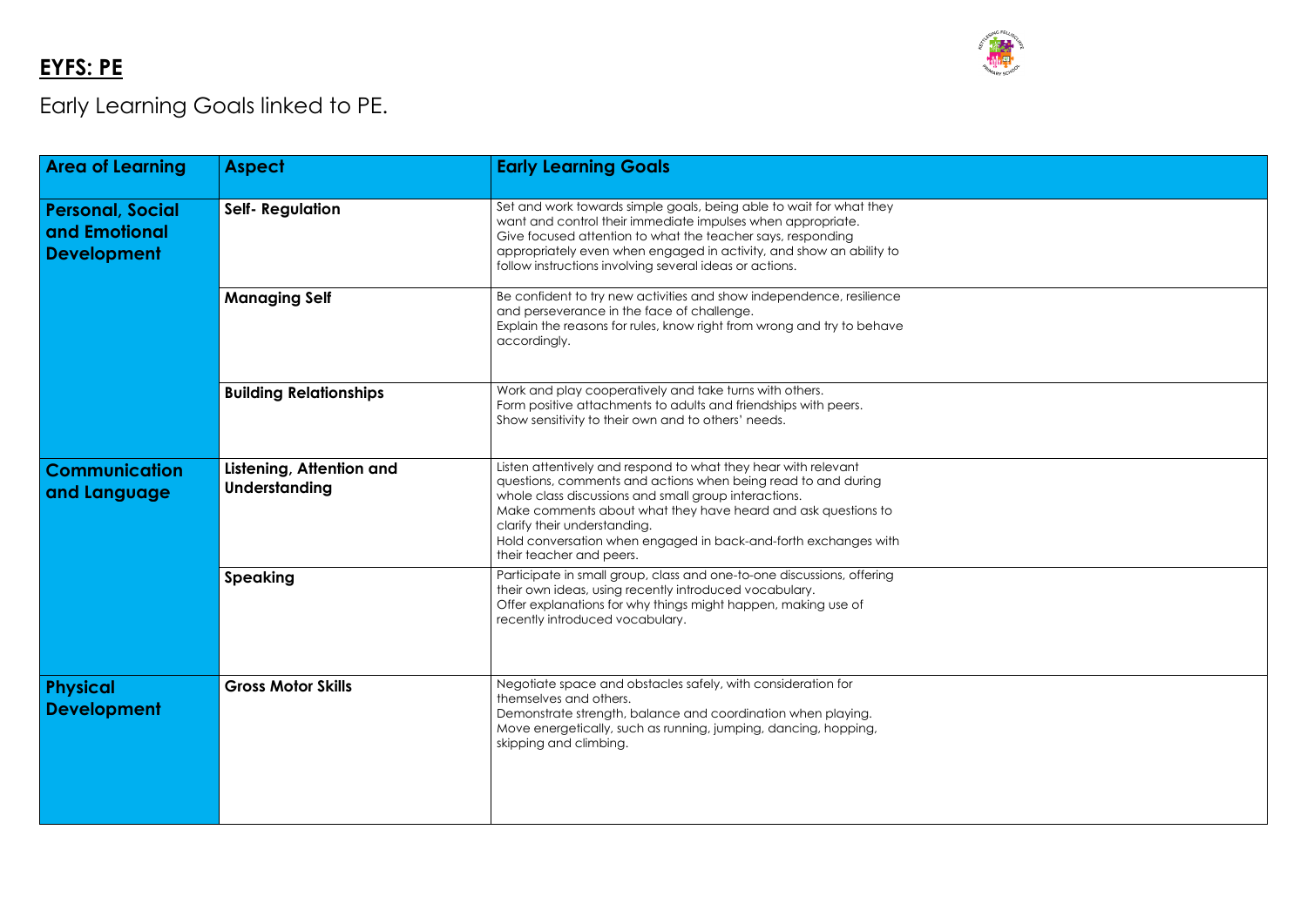## EYFS: PE

Early Learning Goals linked to PE.

| Area of Learning | Aspect | Early Learning Goals |
|---|---|---|
| **Personal, Social and Emotional Development** | **Self- Regulation** | Set and work towards simple goals, being able to wait for what they want and control their immediate impulses when appropriate. Give focused attention to what the teacher says, responding appropriately even when engaged in activity, and show an ability to follow instructions involving several ideas or actions. |
| | **Managing Self** | Be confident to try new activities and show independence, resilience and perseverance in the face of challenge. Explain the reasons for rules, know right from wrong and try to behave accordingly. |
| | **Building Relationships** | Work and play cooperatively and take turns with others. Form positive attachments to adults and friendships with peers. Show sensitivity to their own and to others' needs. |
| **Communication and Language** | **Listening, Attention and Understanding** | Listen attentively and respond to what they hear with relevant questions, comments and actions when being read to and during whole class discussions and small group interactions. Make comments about what they have heard and ask questions to clarify their understanding. Hold conversation when engaged in back-and-forth exchanges with their teacher and peers. |
| | **Speaking** | Participate in small group, class and one-to-one discussions, offering their own ideas, using recently introduced vocabulary. Offer explanations for why things might happen, making use of recently introduced vocabulary. |
| **Physical Development** | **Gross Motor Skills** | Negotiate space and obstacles safely, with consideration for themselves and others. Demonstrate strength, balance and coordination when playing. Move energetically, such as running, jumping, dancing, hopping, skipping and climbing. |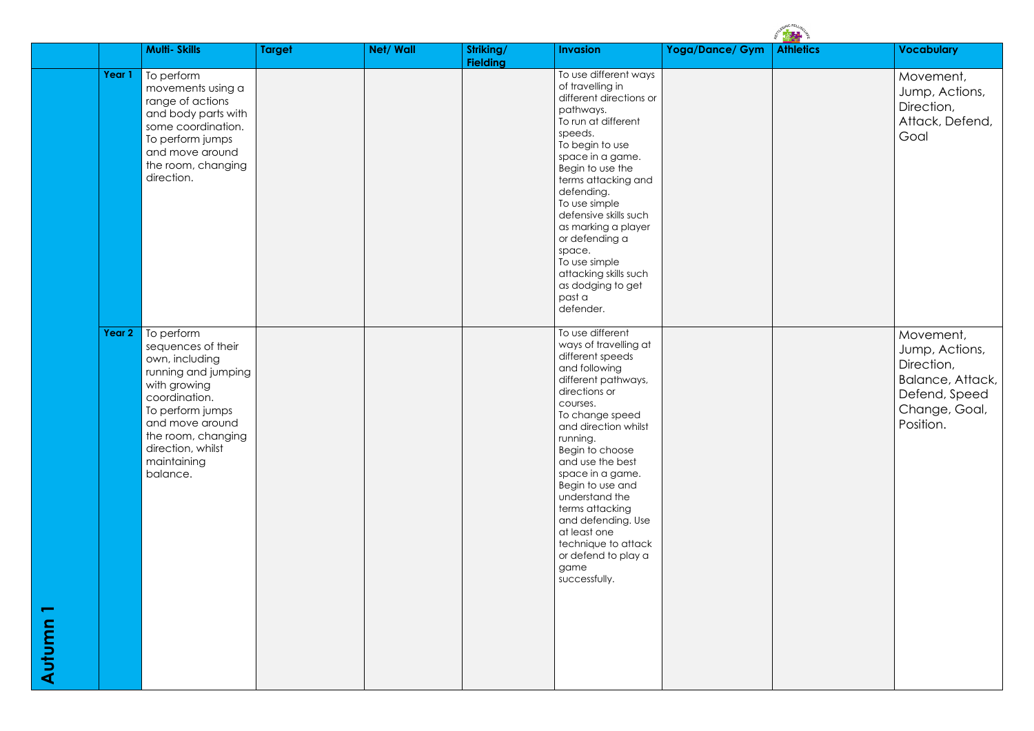| | | Multi- Skills | Target | Net/ Wall | Striking/ Fielding | Invasion | Yoga/Dance/ Gym | Athletics | Vocabulary |
|---|---|---|---|---|---|---|---|---|---|
| Autumn 1 | Year 1 | To perform movements using a range of actions and body parts with some coordination. To perform jumps and move around the room, changing direction. | | | | To use different ways of travelling in different directions or pathways. To run at different speeds. To begin to use space in a game. Begin to use the terms attacking and defending. To use simple defensive skills such as marking a player or defending a space. To use simple attacking skills such as dodging to get past a defender. | | | Movement, Jump, Actions, Direction, Attack, Defend, Goal |
| | Year 2 | To perform sequences of their own, including running and jumping with growing coordination. To perform jumps and move around the room, changing direction, whilst maintaining balance. | | | | To use different ways of travelling at different speeds and following different pathways, directions or courses. To change speed and direction whilst running. Begin to choose and use the best space in a game. Begin to use and understand the terms attacking and defending. Use at least one technique to attack or defend to play a game successfully. | | | Movement, Jump, Actions, Direction, Balance, Attack, Defend, Speed Change, Goal, Position. |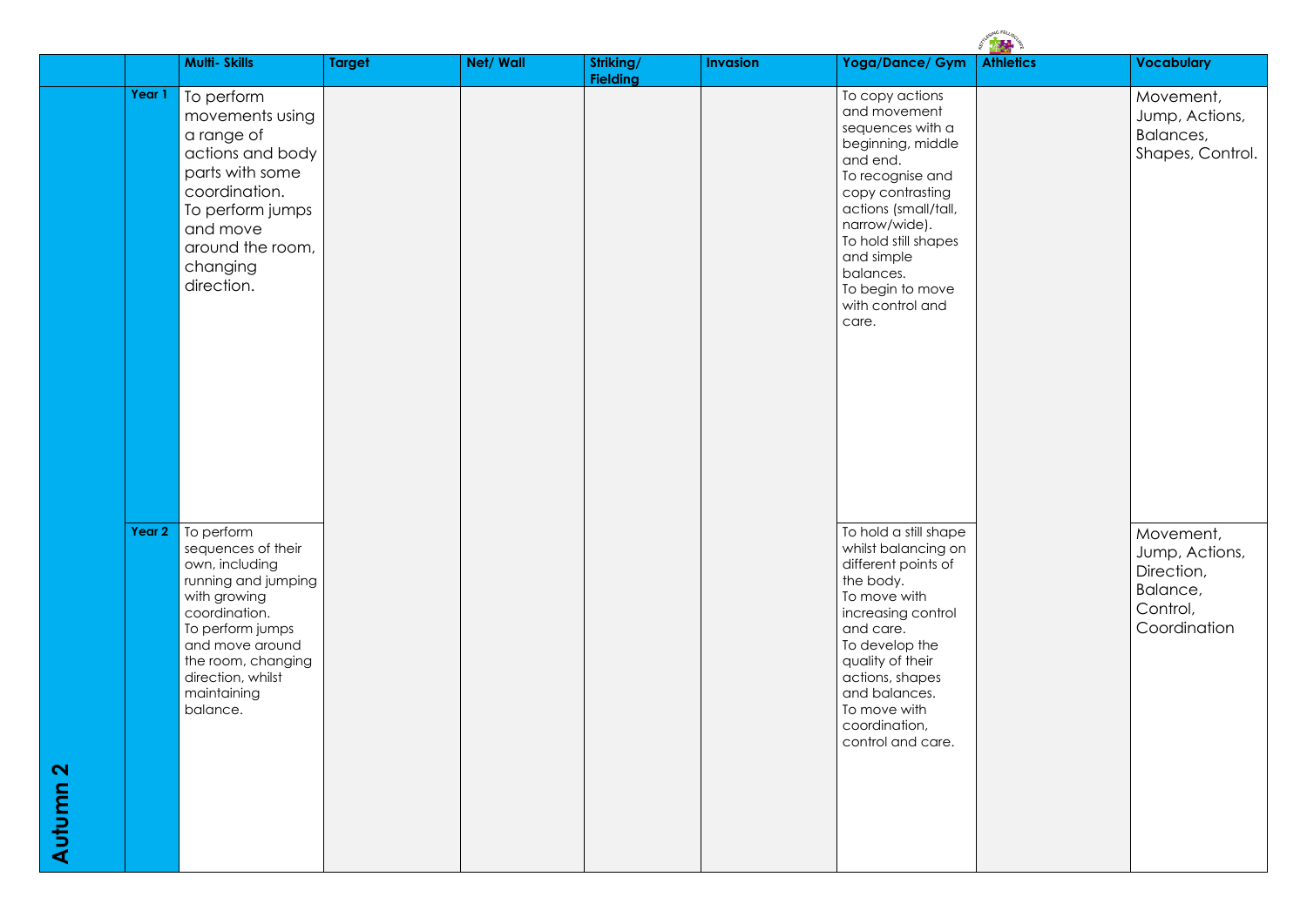| | | Multi- Skills | Target | Net/ Wall | Striking/ Fielding | Invasion | Yoga/Dance/ Gym | Athletics | Vocabulary |
|---|---|---|---|---|---|---|---|---|---|
| Autumn 2 | Year 1 | To perform movements using a range of actions and body parts with some coordination. To perform jumps and move around the room, changing direction. | | | | | To copy actions and movement sequences with a beginning, middle and end. To recognise and copy contrasting actions (small/tall, narrow/wide). To hold still shapes and simple balances. To begin to move with control and care. | | Movement, Jump, Actions, Balances, Shapes, Control. |
| | Year 2 | To perform sequences of their own, including running and jumping with growing coordination. To perform jumps and move around the room, changing direction, whilst maintaining balance. | | | | | To hold a still shape whilst balancing on different points of the body. To move with increasing control and care. To develop the quality of their actions, shapes and balances. To move with coordination, control and care. | | Movement, Jump, Actions, Direction, Balance, Control, Coordination |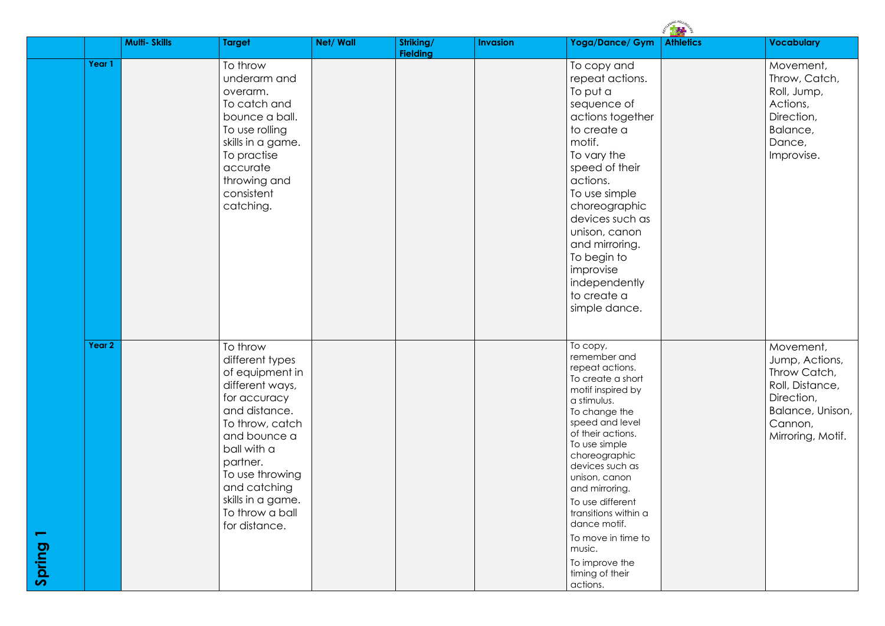| | | Multi- Skills | Target | Net/ Wall | Striking/ Fielding | Invasion | Yoga/Dance/ Gym | Athletics | Vocabulary |
|---|---|---|---|---|---|---|---|---|---|
| Spring 1 | Year 1 | | To throw underarm and overarm.<br>To catch and bounce a ball.<br>To use rolling skills in a game.<br>To practise accurate throwing and consistent catching. | | | | To copy and repeat actions.<br>To put a sequence of actions together to create a motif.<br>To vary the speed of their actions.<br>To use simple choreographic devices such as unison, canon and mirroring.<br>To begin to improvise independently to create a simple dance. | | Movement, Throw, Catch, Roll, Jump, Actions, Direction, Balance, Dance, Improvise. |
| | Year 2 | | To throw different types of equipment in different ways, for accuracy and distance.<br>To throw, catch and bounce a ball with a partner.<br>To use throwing and catching skills in a game.<br>To throw a ball for distance. | | | | To copy, remember and repeat actions.<br>To create a short motif inspired by a stimulus.<br>To change the speed and level of their actions.<br>To use simple choreographic devices such as unison, canon and mirroring.<br>To use different transitions within a dance motif.<br>To move in time to music.<br>To improve the timing of their actions. | | Movement, Jump, Actions, Throw Catch, Roll, Distance, Direction, Balance, Unison, Cannon, Mirroring, Motif. |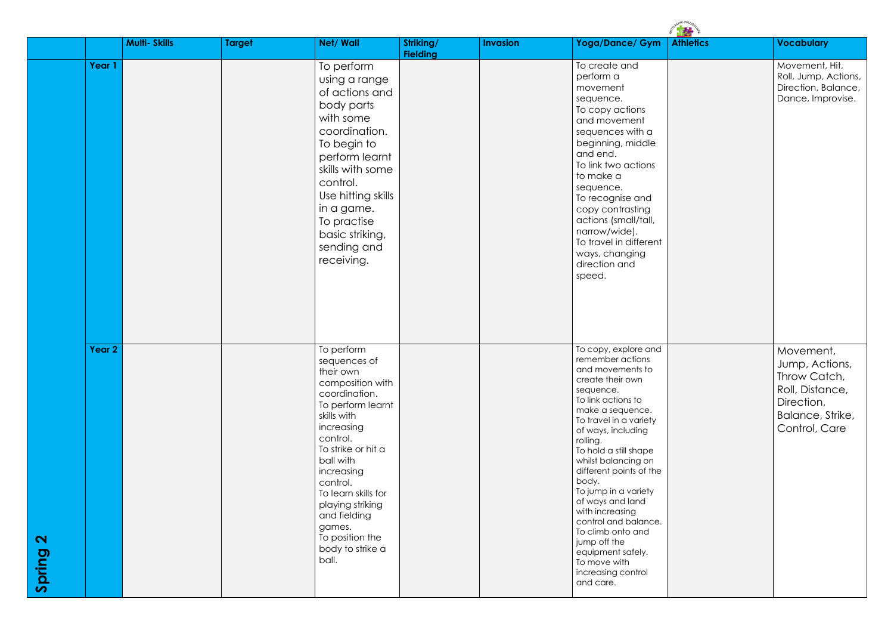| | | Multi- Skills | Target | Net/ Wall | Striking/ Fielding | Invasion | Yoga/Dance/ Gym | Athletics | Vocabulary |
|---|---|---|---|---|---|---|---|---|---|
| Spring 2 | Year 1 | | | To perform using a range of actions and body parts with some coordination. To begin to perform learnt skills with some control. Use hitting skills in a game. To practise basic striking, sending and receiving. | | | To create and perform a movement sequence. To copy actions and movement sequences with a beginning, middle and end. To link two actions to make a sequence. To recognise and copy contrasting actions (small/tall, narrow/wide). To travel in different ways, changing direction and speed. | | Movement, Hit, Roll, Jump, Actions, Direction, Balance, Dance, Improvise. |
| | Year 2 | | | To perform sequences of their own composition with coordination. To perform learnt skills with increasing control. To strike or hit a ball with increasing control. To learn skills for playing striking and fielding games. To position the body to strike a ball. | | | To copy, explore and remember actions and movements to create their own sequence. To link actions to make a sequence. To travel in a variety of ways, including rolling. To hold a still shape whilst balancing on different points of the body. To jump in a variety of ways and land with increasing control and balance. To climb onto and jump off the equipment safely. To move with increasing control and care. | | Movement, Jump, Actions, Throw Catch, Roll, Distance, Direction, Balance, Strike, Control, Care |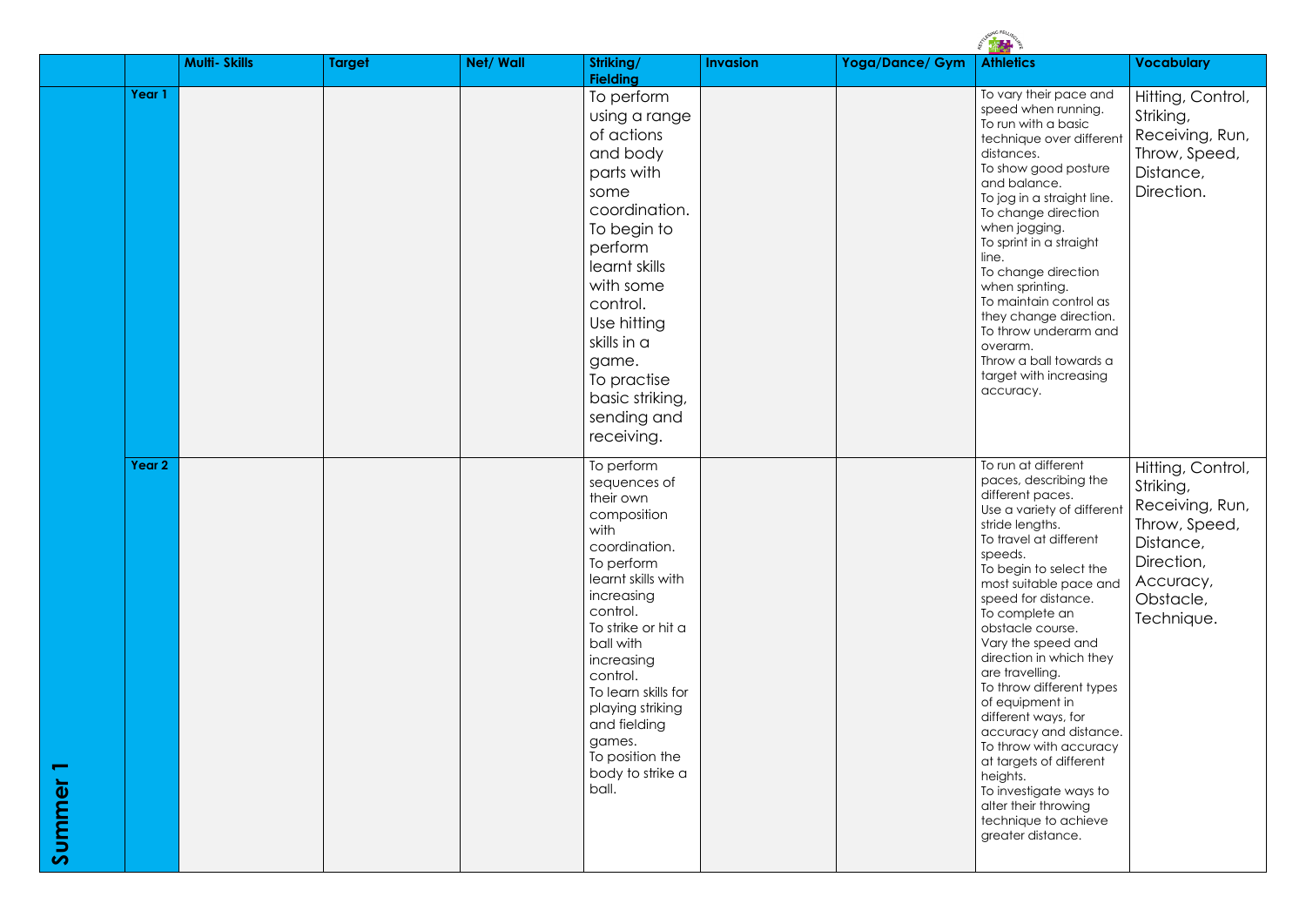| | | Multi- Skills | Target | Net/ Wall | Striking/ Fielding | Invasion | Yoga/Dance/ Gym | Athletics | Vocabulary |
|---|---|---|---|---|---|---|---|---|---|
| Summer 1 | Year 1 | | | | To perform using a range of actions and body parts with some coordination. To begin to perform learnt skills with some control. Use hitting skills in a game. To practise basic striking, sending and receiving. | | | To vary their pace and speed when running. To run with a basic technique over different distances. To show good posture and balance. To jog in a straight line. To change direction when jogging. To sprint in a straight line. To change direction when sprinting. To maintain control as they change direction. To throw underarm and overarm. Throw a ball towards a target with increasing accuracy. | Hitting, Control, Striking, Receiving, Run, Throw, Speed, Distance, Direction. |
| | Year 2 | | | | To perform sequences of their own composition with coordination. To perform learnt skills with increasing control. To strike or hit a ball with increasing control. To learn skills for playing striking and fielding games. To position the body to strike a ball. | | | To run at different paces, describing the different paces. Use a variety of different stride lengths. To travel at different speeds. To begin to select the most suitable pace and speed for distance. To complete an obstacle course. Vary the speed and direction in which they are travelling. To throw different types of equipment in different ways, for accuracy and distance. To throw with accuracy at targets of different heights. To investigate ways to alter their throwing technique to achieve greater distance. | Hitting, Control, Striking, Receiving, Run, Throw, Speed, Distance, Direction, Accuracy, Obstacle, Technique. |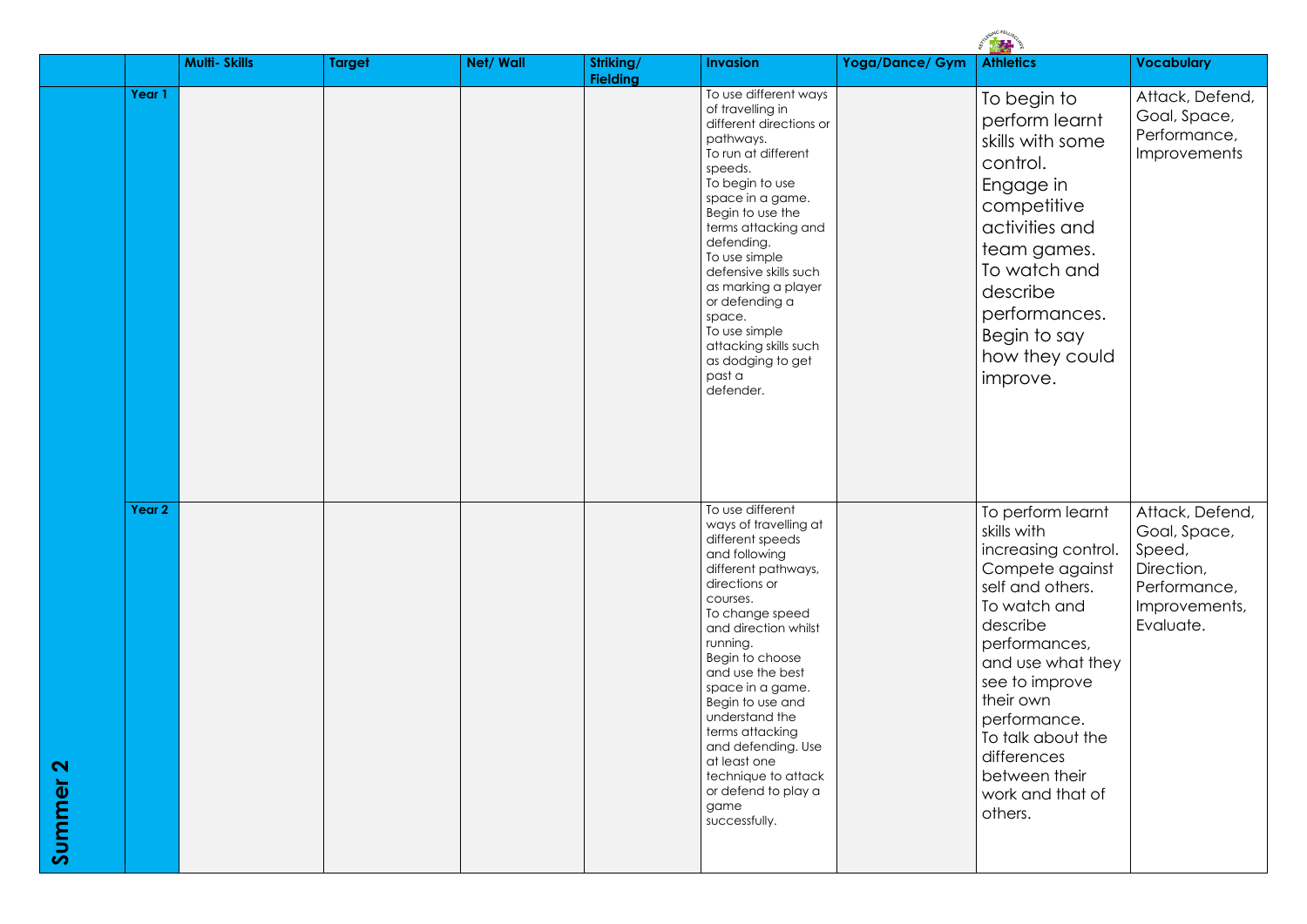| | | Multi- Skills | Target | Net/ Wall | Striking/ Fielding | Invasion | Yoga/Dance/ Gym | Athletics | Vocabulary |
|---|---|---|---|---|---|---|---|---|---|
| Summer 2 | Year 1 | | | | | To use different ways of travelling in different directions or pathways. To run at different speeds. To begin to use space in a game. Begin to use the terms attacking and defending. To use simple defensive skills such as marking a player or defending a space. To use simple attacking skills such as dodging to get past a defender. | | To begin to perform learnt skills with some control. Engage in competitive activities and team games. To watch and describe performances. Begin to say how they could improve. | Attack, Defend, Goal, Space, Performance, Improvements |
| | Year 2 | | | | | To use different ways of travelling at different speeds and following different pathways, directions or courses. To change speed and direction whilst running. Begin to choose and use the best space in a game. Begin to use and understand the terms attacking and defending. Use at least one technique to attack or defend to play a game successfully. | | To perform learnt skills with increasing control. Compete against self and others. To watch and describe performances, and use what they see to improve their own performance. To talk about the differences between their work and that of others. | Attack, Defend, Goal, Space, Speed, Direction, Performance, Improvements, Evaluate. |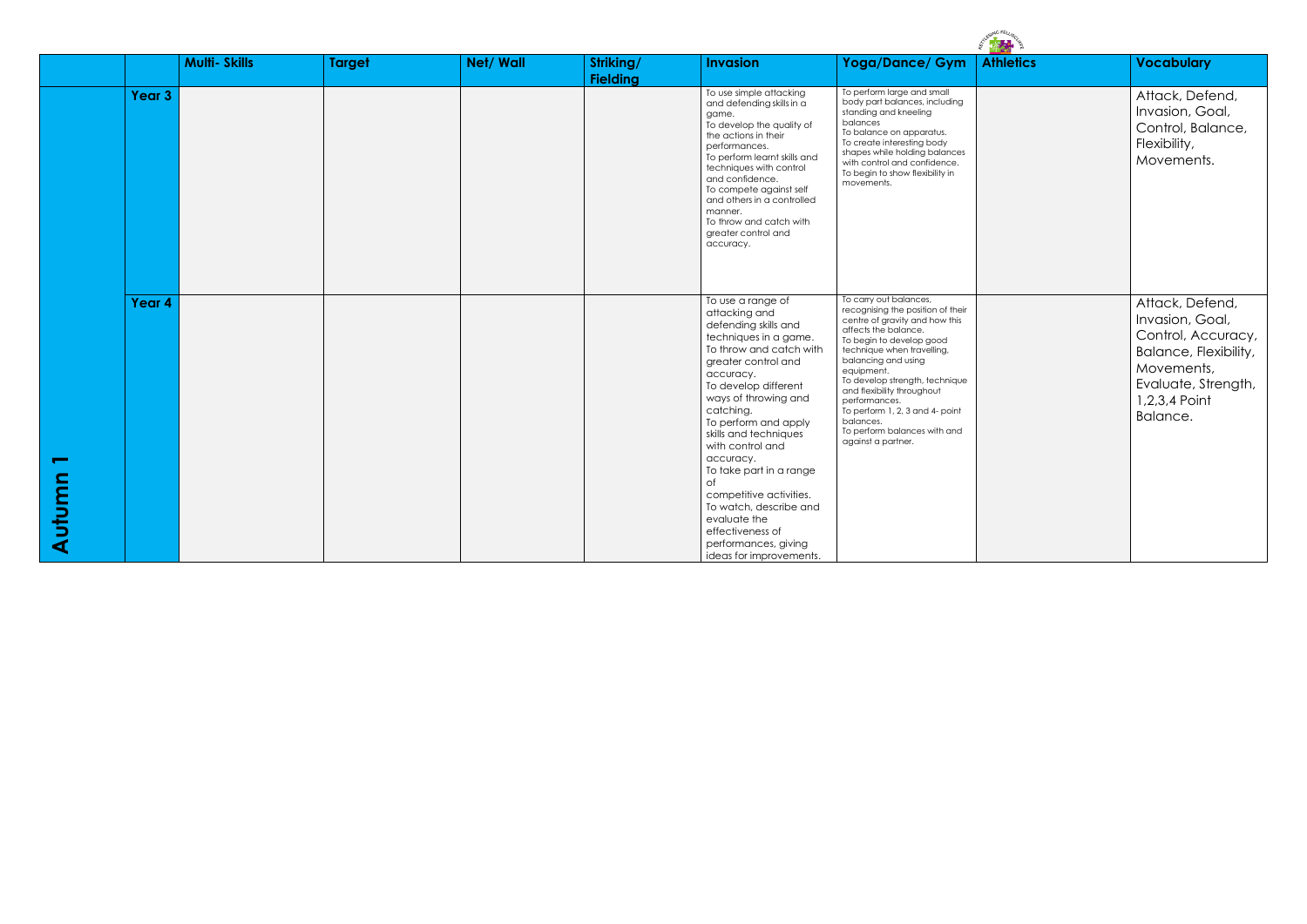| | | Multi- Skills | Target | Net/ Wall | Striking/ Fielding | Invasion | Yoga/Dance/ Gym | Athletics | Vocabulary |
|---|---|---|---|---|---|---|---|---|---|
| Autumn 1 | Year 3 | | | | | To use simple attacking and defending skills in a game.<br>To develop the quality of the actions in their performances.<br>To perform learnt skills and techniques with control and confidence.<br>To compete against self and others in a controlled manner.<br>To throw and catch with greater control and accuracy. | To perform large and small body part balances, including standing and kneeling balances<br>To balance on apparatus.<br>To create interesting body shapes while holding balances with control and confidence.<br>To begin to show flexibility in movements. | | Attack, Defend, Invasion, Goal, Control, Balance, Flexibility, Movements. |
| | Year 4 | | | | | To use a range of attacking and defending skills and techniques in a game.<br>To throw and catch with greater control and accuracy.<br>To develop different ways of throwing and catching.<br>To perform and apply skills and techniques with control and accuracy.<br>To take part in a range of competitive activities.<br>To watch, describe and evaluate the effectiveness of performances, giving ideas for improvements. | To carry out balances, recognising the position of their centre of gravity and how this affects the balance.<br>To begin to develop good technique when travelling, balancing and using equipment.<br>To develop strength, technique and flexibility throughout performances.<br>To perform 1, 2, 3 and 4- point balances.<br>To perform balances with and against a partner. | | Attack, Defend, Invasion, Goal, Control, Accuracy, Balance, Flexibility, Movements, Evaluate, Strength, 1,2,3,4 Point Balance. |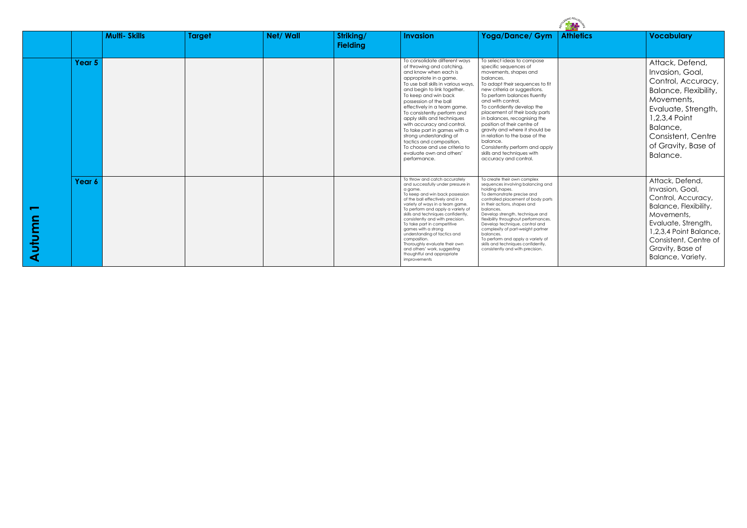| | | Multi- Skills | Target | Net/ Wall | Striking/ Fielding | Invasion | Yoga/Dance/ Gym | Athletics | Vocabulary |
|---|---|---|---|---|---|---|---|---|---|
| Autumn 1 | Year 5 | | | | | To consolidate different ways of throwing and catching, and know when each is appropriate in a game. To use ball skills in various ways, and begin to link together. To keep and win back possession of the ball effectively in a team game. To consistently perform and apply skills and techniques with accuracy and control. To take part in games with a strong understanding of tactics and composition. To choose and use criteria to evaluate own and others' performance. | To select ideas to compose specific sequences of movements, shapes and balances. To adapt their sequences to fit new criteria or suggestions. To perform balances fluently and with control. To confidently develop the placement of their body parts in balances, recognising the position of their centre of gravity and where it should be in relation to the base of the balance. Consistently perform and apply skills and techniques with accuracy and control. | | Attack, Defend, Invasion, Goal, Control, Accuracy, Balance, Flexibility, Movements, Evaluate, Strength, 1,2,3,4 Point Balance, Consistent, Centre of Gravity, Base of Balance. |
| | Year 6 | | | | | To throw and catch accurately and successfully under pressure in a game. To keep and win back possession of the ball effectively and in a variety of ways in a team game. To perform and apply a variety of skills and techniques confidently, consistently and with precision. To take part in competitive games with a strong understanding of tactics and composition. Thoroughly evaluate their own and others' work, suggesting thoughtful and appropriate improvements | To create their own complex sequences involving balancing and holding shapes. To demonstrate precise and controlled placement of body parts in their actions, shapes and balances. Develop strength, technique and flexibility throughout performances. Develop technique, control and complexity of part-weight partner balances. To perform and apply a variety of skills and techniques confidently, consistently and with precision. | | Attack, Defend, Invasion, Goal, Control, Accuracy, Balance, Flexibility, Movements, Evaluate, Strength, 1,2,3,4 Point Balance, Consistent, Centre of Gravity, Base of Balance, Variety. |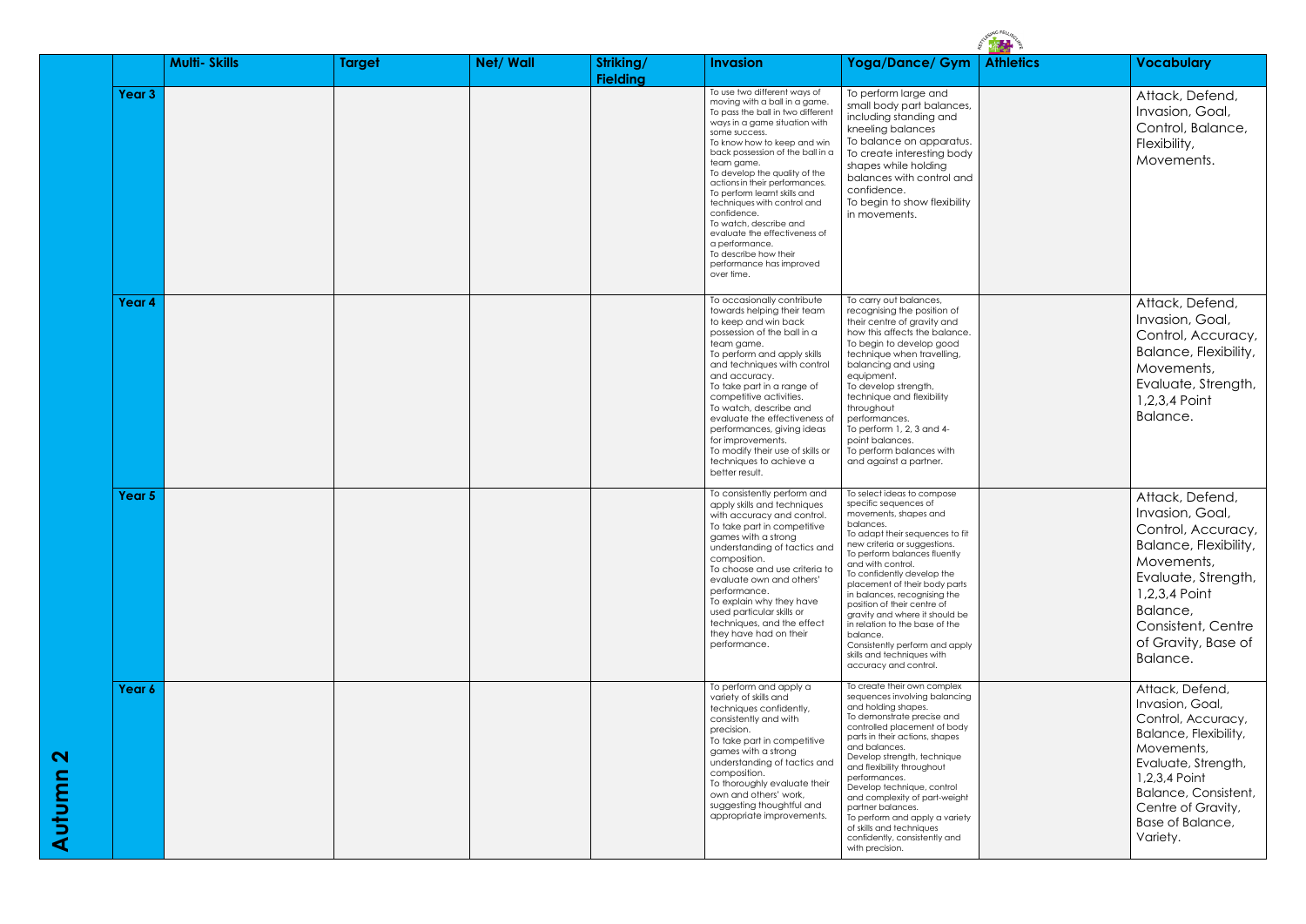**Autumn 2**

| | Multi- Skills | Target | Net/ Wall | Striking/ Fielding | Invasion | Yoga/Dance/ Gym | Athletics | Vocabulary |
|---|---|---|---|---|---|---|---|---|
| Year 3 | | | | | To use two different ways of moving with a ball in a game. To pass the ball in two different ways in a game situation with some success. To know how to keep and win back possession of the ball in a team game. To develop the quality of the actions in their performances. To perform learnt skills and techniques with control and confidence. To watch, describe and evaluate the effectiveness of a performance. To describe how their performance has improved over time. | To perform large and small body part balances, including standing and kneeling balances To balance on apparatus. To create interesting body shapes while holding balances with control and confidence. To begin to show flexibility in movements. | | Attack, Defend, Invasion, Goal, Control, Balance, Flexibility, Movements. |
| Year 4 | | | | | To occasionally contribute towards helping their team to keep and win back possession of the ball in a team game. To perform and apply skills and techniques with control and accuracy. To take part in a range of competitive activities. To watch, describe and evaluate the effectiveness of performances, giving ideas for improvements. To modify their use of skills or techniques to achieve a better result. | To carry out balances, recognising the position of their centre of gravity and how this affects the balance. To begin to develop good technique when travelling, balancing and using equipment. To develop strength, technique and flexibility throughout performances. To perform 1, 2, 3 and 4-point balances. To perform balances with and against a partner. | | Attack, Defend, Invasion, Goal, Control, Accuracy, Balance, Flexibility, Movements, Evaluate, Strength, 1,2,3,4 Point Balance. |
| Year 5 | | | | | To consistently perform and apply skills and techniques with accuracy and control. To take part in competitive games with a strong understanding of tactics and composition. To choose and use criteria to evaluate own and others' performance. To explain why they have used particular skills or techniques, and the effect they have had on their performance. | To select ideas to compose specific sequences of movements, shapes and balances. To adapt their sequences to fit new criteria or suggestions. To perform balances fluently and with control. To confidently develop the placement of their body parts in balances, recognising the position of their centre of gravity and where it should be in relation to the base of the balance. Consistently perform and apply skills and techniques with accuracy and control. | | Attack, Defend, Invasion, Goal, Control, Accuracy, Balance, Flexibility, Movements, Evaluate, Strength, 1,2,3,4 Point Balance, Consistent, Centre of Gravity, Base of Balance. |
| Year 6 | | | | | To perform and apply a variety of skills and techniques confidently, consistently and with precision. To take part in competitive games with a strong understanding of tactics and composition. To thoroughly evaluate their own and others' work, suggesting thoughtful and appropriate improvements. | To create their own complex sequences involving balancing and holding shapes. To demonstrate precise and controlled placement of body parts in their actions, shapes and balances. Develop strength, technique and flexibility throughout performances. Develop technique, control and complexity of part-weight partner balances. To perform and apply a variety of skills and techniques confidently, consistently and with precision. | | Attack, Defend, Invasion, Goal, Control, Accuracy, Balance, Flexibility, Movements, Evaluate, Strength, 1,2,3,4 Point Balance, Consistent, Centre of Gravity, Base of Balance, Variety. |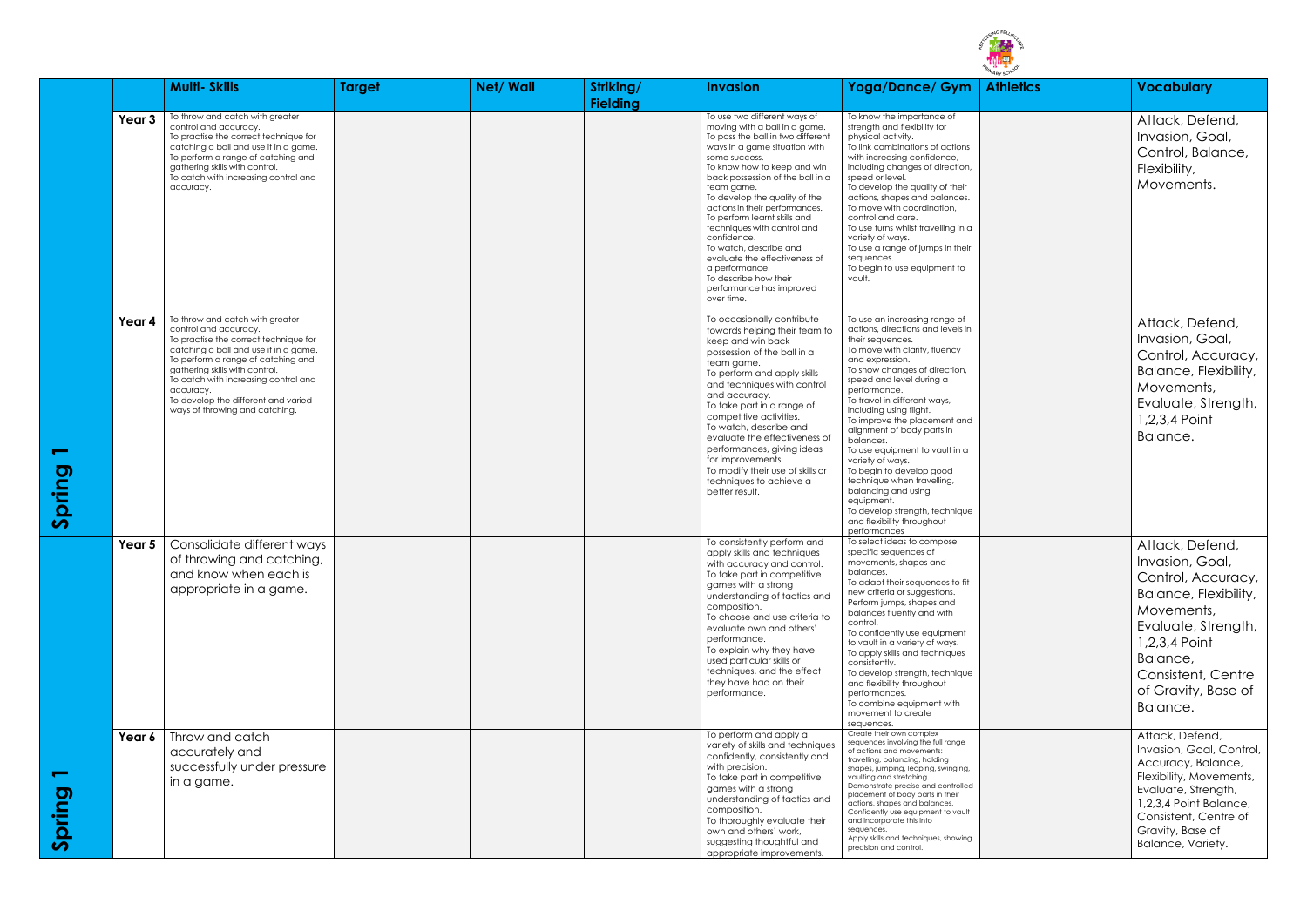| | | Multi- Skills | Target | Net/ Wall | Striking/ Fielding | Invasion | Yoga/Dance/ Gym | Athletics | Vocabulary |
|---|---|---|---|---|---|---|---|---|---|
| Spring 1 | Year 3 | To throw and catch with greater control and accuracy. To practise the correct technique for catching a ball and use it in a game. To perform a range of catching and gathering skills with control. To catch with increasing control and accuracy. | | | | To use two different ways of moving with a ball in a game. To pass the ball in two different ways in a game situation with some success. To know how to keep and win back possession of the ball in a team game. To develop the quality of the actions in their performances. To perform learnt skills and techniques with control and confidence. To watch, describe and evaluate the effectiveness of a performance. To describe how their performance has improved over time. | To know the importance of strength and flexibility for physical activity. To link combinations of actions with increasing confidence, including changes of direction, speed or level. To develop the quality of their actions, shapes and balances. To move with coordination, control and care. To use turns whilst travelling in a variety of ways. To use a range of jumps in their sequences. To begin to use equipment to vault. | | Attack, Defend, Invasion, Goal, Control, Balance, Flexibility, Movements. |
| | Year 4 | To throw and catch with greater control and accuracy. To practise the correct technique for catching a ball and use it in a game. To perform a range of catching and gathering skills with control. To catch with increasing control and accuracy. To develop the different and varied ways of throwing and catching. | | | | To occasionally contribute towards helping their team to keep and win back possession of the ball in a team game. To perform and apply skills and techniques with control and accuracy. To take part in a range of competitive activities. To watch, describe and evaluate the effectiveness of performances, giving ideas for improvements. To modify their use of skills or techniques to achieve a better result. | To use an increasing range of actions, directions and levels in their sequences. To move with clarity, fluency and expression. To show changes of direction, speed and level during a performance. To travel in different ways, including using flight. To improve the placement and alignment of body parts in balances. To use equipment to vault in a variety of ways. To begin to develop good technique when travelling, balancing and using equipment. To develop strength, technique and flexibility throughout performances | | Attack, Defend, Invasion, Goal, Control, Accuracy, Balance, Flexibility, Movements, Evaluate, Strength, 1,2,3,4 Point Balance. |
| Spring 1 | Year 5 | Consolidate different ways of throwing and catching, and know when each is appropriate in a game. | | | | To consistently perform and apply skills and techniques with accuracy and control. To take part in competitive games with a strong understanding of tactics and composition. To choose and use criteria to evaluate own and others' performance. To explain why they have used particular skills or techniques, and the effect they have had on their performance. | To select ideas to compose specific sequences of movements, shapes and balances. To adapt their sequences to fit new criteria or suggestions. Perform jumps, shapes and balances fluently and with control. To confidently use equipment to vault in a variety of ways. To apply skills and techniques consistently. To develop strength, technique and flexibility throughout performances. To combine equipment with movement to create sequences. | | Attack, Defend, Invasion, Goal, Control, Accuracy, Balance, Flexibility, Movements, Evaluate, Strength, 1,2,3,4 Point Balance, Consistent, Centre of Gravity, Base of Balance. |
| | Year 6 | Throw and catch accurately and successfully under pressure in a game. | | | | To perform and apply a variety of skills and techniques confidently, consistently and with precision. To take part in competitive games with a strong understanding of tactics and composition. To thoroughly evaluate their own and others' work, suggesting thoughtful and appropriate improvements. | Create their own complex sequences involving the full range of actions and movements: travelling, balancing, holding shapes, jumping, leaping, swinging, vaulting and stretching. Demonstrate precise and controlled placement of body parts in their actions, shapes and balances. Confidently use equipment to vault and incorporate this into sequences. Apply skills and techniques, showing precision and control. | | Attack, Defend, Invasion, Goal, Control, Accuracy, Balance, Flexibility, Movements, Evaluate, Strength, 1,2,3,4 Point Balance, Consistent, Centre of Gravity, Base of Balance, Variety. |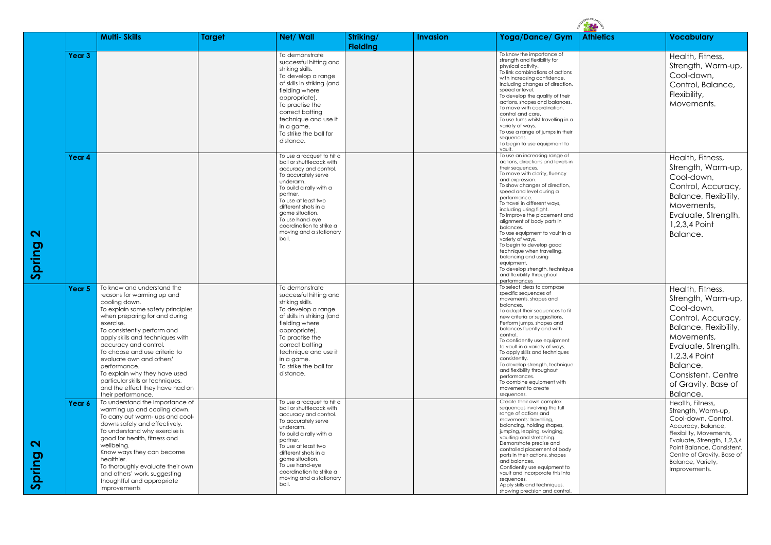| | | Multi- Skills | Target | Net/ Wall | Striking/ Fielding | Invasion | Yoga/Dance/ Gym | Athletics | Vocabulary |
|---|---|---|---|---|---|---|---|---|---|
| Spring 2 | Year 3 | | | To demonstrate successful hitting and striking skills. To develop a range of skills in striking (and fielding where appropriate). To practise the correct batting technique and use it in a game. To strike the ball for distance. | | | To know the importance of strength and flexibility for physical activity. To link combinations of actions with increasing confidence, including changes of direction, speed or level. To develop the quality of their actions, shapes and balances. To move with coordination, control and care. To use turns whilst travelling in a variety of ways. To use a range of jumps in their sequences. To begin to use equipment to vault. | | Health, Fitness, Strength, Warm-up, Cool-down, Control, Balance, Flexibility, Movements. |
| | Year 4 | | | To use a racquet to hit a ball or shuttlecock with accuracy and control. To accurately serve underarm. To build a rally with a partner. To use at least two different shots in a game situation. To use hand-eye coordination to strike a moving and a stationary ball. | | | To use an increasing range of actions, directions and levels in their sequences. To move with clarity, fluency and expression. To show changes of direction, speed and level during a performance. To travel in different ways, including using flight. To improve the placement and alignment of body parts in balances. To use equipment to vault in a variety of ways. To begin to develop good technique when travelling, balancing and using equipment. To develop strength, technique and flexibility throughout performances | | Health, Fitness, Strength, Warm-up, Cool-down, Control, Accuracy, Balance, Flexibility, Movements, Evaluate, Strength, 1,2,3,4 Point Balance. |
| Spring 2 | Year 5 | To know and understand the reasons for warming up and cooling down. To explain some safety principles when preparing for and during exercise. To consistently perform and apply skills and techniques with accuracy and control. To choose and use criteria to evaluate own and others' performance. To explain why they have used particular skills or techniques, and the effect they have had on their performance. | | To demonstrate successful hitting and striking skills. To develop a range of skills in striking (and fielding where appropriate). To practise the correct batting technique and use it in a game. To strike the ball for distance. | | | To select ideas to compose specific sequences of movements, shapes and balances. To adapt their sequences to fit new criteria or suggestions. Perform jumps, shapes and balances fluently and with control. To confidently use equipment to vault in a variety of ways. To apply skills and techniques consistently. To develop strength, technique and flexibility throughout performances. To combine equipment with movement to create sequences. | | Health, Fitness, Strength, Warm-up, Cool-down, Control, Accuracy, Balance, Flexibility, Movements, Evaluate, Strength, 1,2,3,4 Point Balance, Consistent, Centre of Gravity, Base of Balance. |
| | Year 6 | To understand the importance of warming up and cooling down. To carry out warm- ups and cool-downs safely and effectively. To understand why exercise is good for health, fitness and wellbeing. Know ways they can become healthier. To thoroughly evaluate their own and others' work, suggesting thoughtful and appropriate improvements | | To use a racquet to hit a ball or shuttlecock with accuracy and control. To accurately serve underarm. To build a rally with a partner. To use at least two different shots in a game situation. To use hand-eye coordination to strike a moving and a stationary ball. | | | Create their own complex sequences involving the full range of actions and movements: travelling, balancing, holding shapes, jumping, leaping, swinging, vaulting and stretching. Demonstrate precise and controlled placement of body parts in their actions, shapes and balances. Confidently use equipment to vault and incorporate this into sequences. Apply skills and techniques, showing precision and control. | | Health, Fitness, Strength, Warm-up, Cool-down, Control, Accuracy, Balance, Flexibility, Movements, Evaluate, Strength, 1,2,3,4 Point Balance, Consistent, Centre of Gravity, Base of Balance, Variety, Improvements. |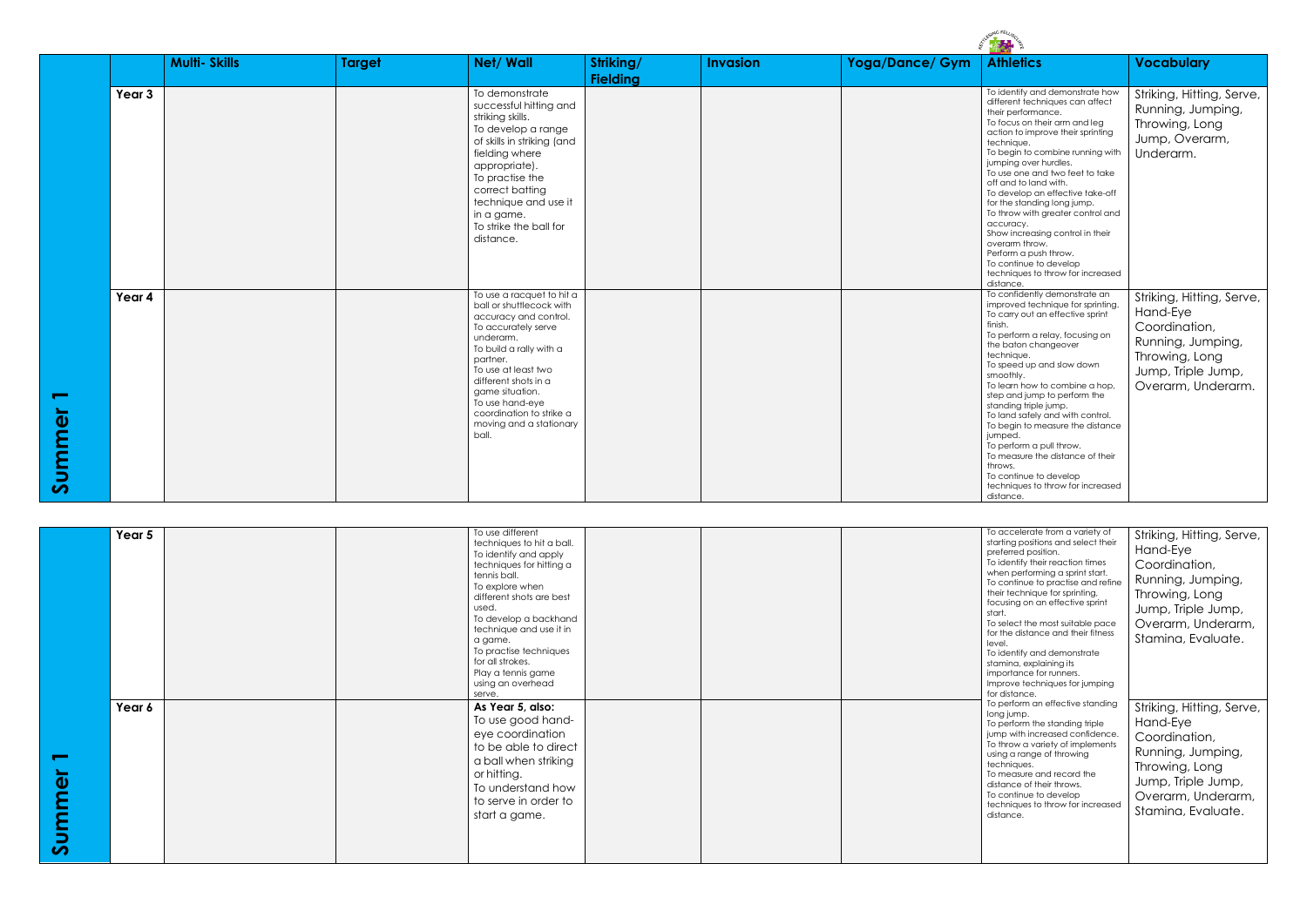| | | Multi- Skills | Target | Net/ Wall | Striking/ Fielding | Invasion | Yoga/Dance/ Gym | Athletics | Vocabulary |
|---|---|---|---|---|---|---|---|---|---|
| Summer 1 | Year 3 | | | To demonstrate successful hitting and striking skills.<br>To develop a range of skills in striking (and fielding where appropriate).<br>To practise the correct batting technique and use it in a game.<br>To strike the ball for distance. | | | | To identify and demonstrate how different techniques can affect their performance.<br>To focus on their arm and leg action to improve their sprinting technique.<br>To begin to combine running with jumping over hurdles.<br>To use one and two feet to take off and to land with.<br>To develop an effective take-off for the standing long jump.<br>To throw with greater control and accuracy.<br>Show increasing control in their overarm throw.<br>Perform a push throw.<br>To continue to develop techniques to throw for increased distance. | Striking, Hitting, Serve, Running, Jumping, Throwing, Long Jump, Overarm, Underarm. |
| | Year 4 | | | To use a racquet to hit a ball or shuttlecock with accuracy and control.<br>To accurately serve underarm.<br>To build a rally with a partner.<br>To use at least two different shots in a game situation.<br>To use hand-eye coordination to strike a moving and a stationary ball. | | | | To confidently demonstrate an improved technique for sprinting.<br>To carry out an effective sprint finish.<br>To perform a relay, focusing on the baton changeover technique.<br>To speed up and slow down smoothly.<br>To learn how to combine a hop, step and jump to perform the standing triple jump.<br>To land safely and with control.<br>To begin to measure the distance jumped.<br>To perform a pull throw.<br>To measure the distance of their throws.<br>To continue to develop techniques to throw for increased distance. | Striking, Hitting, Serve, Hand-Eye Coordination, Running, Jumping, Throwing, Long Jump, Triple Jump, Overarm, Underarm. |
| Summer 1 | Year 5 | | | To use different techniques to hit a ball.<br>To identify and apply techniques for hitting a tennis ball.<br>To explore when different shots are best used.<br>To develop a backhand technique and use it in a game.<br>To practise techniques for all strokes.<br>Play a tennis game using an overhead serve. | | | | To accelerate from a variety of starting positions and select their preferred position.<br>To identify their reaction times when performing a sprint start.<br>To continue to practise and refine their technique for sprinting, focusing on an effective sprint start.<br>To select the most suitable pace for the distance and their fitness level.<br>To identify and demonstrate stamina, explaining its importance for runners.<br>Improve techniques for jumping for distance. | Striking, Hitting, Serve, Hand-Eye Coordination, Running, Jumping, Throwing, Long Jump, Triple Jump, Overarm, Underarm, Stamina, Evaluate. |
| | Year 6 | | | **As Year 5, also:**<br>To use good hand-eye coordination to be able to direct a ball when striking or hitting.<br>To understand how to serve in order to start a game. | | | | To perform an effective standing long jump.<br>To perform the standing triple jump with increased confidence.<br>To throw a variety of implements using a range of throwing techniques.<br>To measure and record the distance of their throws.<br>To continue to develop techniques to throw for increased distance. | Striking, Hitting, Serve, Hand-Eye Coordination, Running, Jumping, Throwing, Long Jump, Triple Jump, Overarm, Underarm, Stamina, Evaluate. |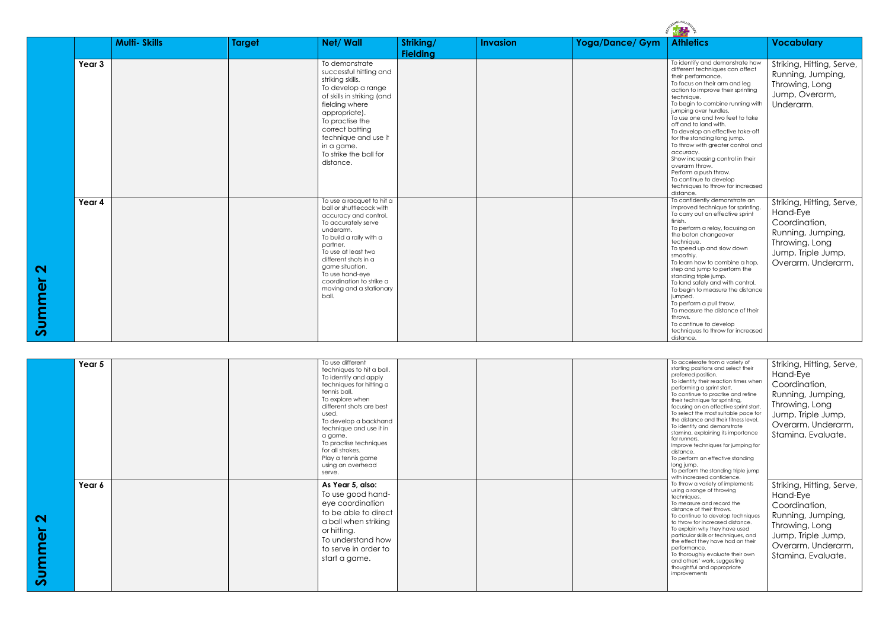| | | Multi- Skills | Target | Net/ Wall | Striking/ Fielding | Invasion | Yoga/Dance/ Gym | Athletics | Vocabulary |
|---|---|---|---|---|---|---|---|---|---|
| Summer 2 | Year 3 | | | To demonstrate successful hitting and striking skills.<br>To develop a range of skills in striking (and fielding where appropriate).<br>To practise the correct batting technique and use it in a game.<br>To strike the ball for distance. | | | | To identify and demonstrate how different techniques can affect their performance.<br>To focus on their arm and leg action to improve their sprinting technique.<br>To begin to combine running with jumping over hurdles.<br>To use one and two feet to take off and to land with.<br>To develop an effective take-off for the standing long jump.<br>To throw with greater control and accuracy.<br>Show increasing control in their overarm throw.<br>Perform a push throw.<br>To continue to develop techniques to throw for increased distance. | Striking, Hitting, Serve, Running, Jumping, Throwing, Long Jump, Overarm, Underarm. |
| | Year 4 | | | To use a racquet to hit a ball or shuttlecock with accuracy and control.<br>To accurately serve underarm.<br>To build a rally with a partner.<br>To use at least two different shots in a game situation.<br>To use hand-eye coordination to strike a moving and a stationary ball. | | | | To confidently demonstrate an improved technique for sprinting.<br>To carry out an effective sprint finish.<br>To perform a relay, focusing on the baton changeover technique.<br>To speed up and slow down smoothly.<br>To learn how to combine a hop, step and jump to perform the standing triple jump.<br>To land safely and with control.<br>To begin to measure the distance jumped.<br>To perform a pull throw.<br>To measure the distance of their throws.<br>To continue to develop techniques to throw for increased distance. | Striking, Hitting, Serve, Hand-Eye Coordination, Running, Jumping, Throwing, Long Jump, Triple Jump, Overarm, Underarm. |

| | | | | | | | | | |
|---|---|---|---|---|---|---|---|---|---|
| Summer 2 | Year 5 | | | To use different techniques to hit a ball.<br>To identify and apply techniques for hitting a tennis ball.<br>To explore when different shots are best used.<br>To develop a backhand technique and use it in a game.<br>To practise techniques for all strokes.<br>Play a tennis game using an overhead serve. | | | | To accelerate from a variety of starting positions and select their preferred position.<br>To identify their reaction times when performing a sprint start.<br>To continue to practise and refine their technique for sprinting, focusing on an effective sprint start.<br>To select the most suitable pace for the distance and their fitness level.<br>To identify and demonstrate stamina, explaining its importance for runners.<br>Improve techniques for jumping for distance.<br>To perform an effective standing long jump.<br>To perform the standing triple jump with increased confidence. | Striking, Hitting, Serve, Hand-Eye Coordination, Running, Jumping, Throwing, Long Jump, Triple Jump, Overarm, Underarm, Stamina, Evaluate. |
| | Year 6 | | | **As Year 5, also:**<br>To use good hand-eye coordination to be able to direct a ball when striking or hitting.<br>To understand how to serve in order to start a game. | | | | To throw a variety of implements using a range of throwing techniques.<br>To measure and record the distance of their throws.<br>To continue to develop techniques to throw for increased distance.<br>To explain why they have used particular skills or techniques, and the effect they have had on their performance.<br>To thoroughly evaluate their own and others' work, suggesting thoughtful and appropriate improvements | Striking, Hitting, Serve, Hand-Eye Coordination, Running, Jumping, Throwing, Long Jump, Triple Jump, Overarm, Underarm, Stamina, Evaluate. |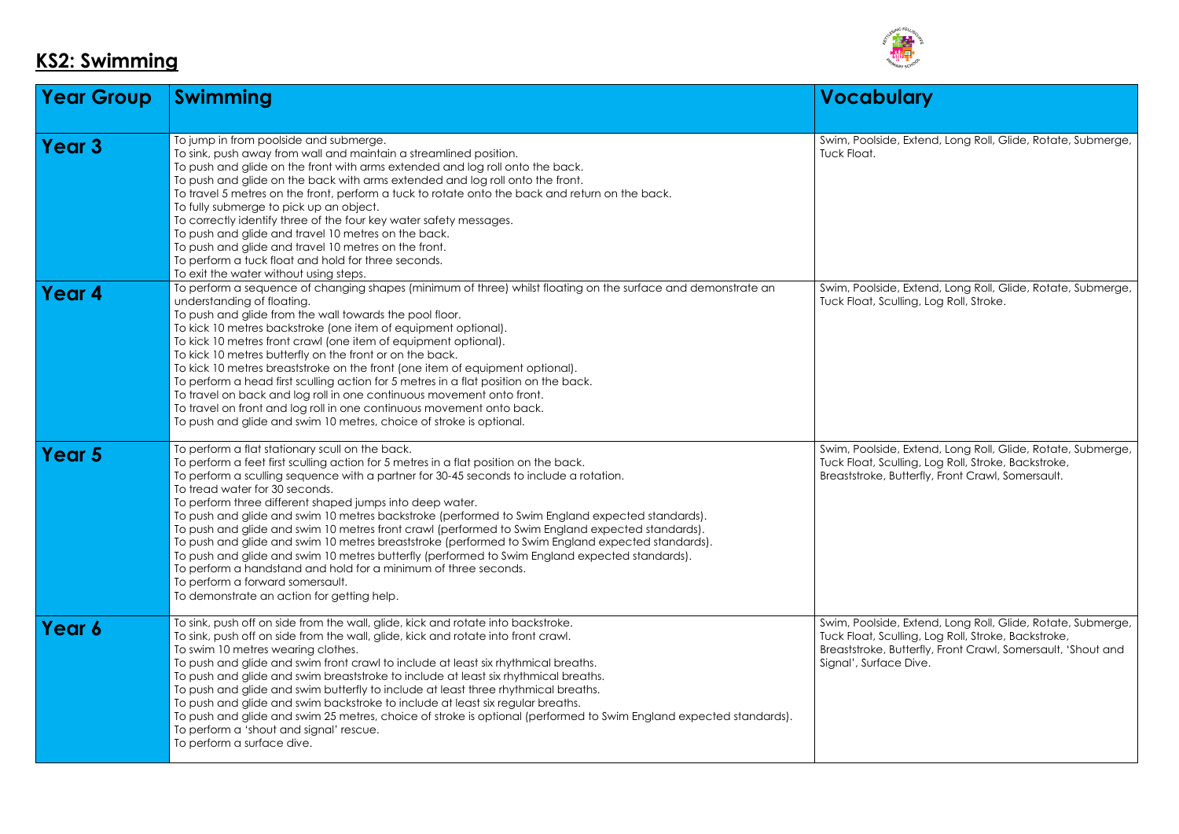## KS2: Swimming

| Year Group | Swimming | Vocabulary |
| --- | --- | --- |
| **Year 3** | To jump in from poolside and submerge.<br>To sink, push away from wall and maintain a streamlined position.<br>To push and glide on the front with arms extended and log roll onto the back.<br>To push and glide on the back with arms extended and log roll onto the front.<br>To travel 5 metres on the front, perform a tuck to rotate onto the back and return on the back.<br>To fully submerge to pick up an object.<br>To correctly identify three of the four key water safety messages.<br>To push and glide and travel 10 metres on the back.<br>To push and glide and travel 10 metres on the front.<br>To perform a tuck float and hold for three seconds.<br>To exit the water without using steps. | Swim, Poolside, Extend, Long Roll, Glide, Rotate, Submerge, Tuck Float. |
| **Year 4** | To perform a sequence of changing shapes (minimum of three) whilst floating on the surface and demonstrate an understanding of floating.<br>To push and glide from the wall towards the pool floor.<br>To kick 10 metres backstroke (one item of equipment optional).<br>To kick 10 metres front crawl (one item of equipment optional).<br>To kick 10 metres butterfly on the front or on the back.<br>To kick 10 metres breaststroke on the front (one item of equipment optional).<br>To perform a head first sculling action for 5 metres in a flat position on the back.<br>To travel on back and log roll in one continuous movement onto front.<br>To travel on front and log roll in one continuous movement onto back.<br>To push and glide and swim 10 metres, choice of stroke is optional. | Swim, Poolside, Extend, Long Roll, Glide, Rotate, Submerge, Tuck Float, Sculling, Log Roll, Stroke. |
| **Year 5** | To perform a flat stationary scull on the back.<br>To perform a feet first sculling action for 5 metres in a flat position on the back.<br>To perform a sculling sequence with a partner for 30-45 seconds to include a rotation.<br>To tread water for 30 seconds.<br>To perform three different shaped jumps into deep water.<br>To push and glide and swim 10 metres backstroke (performed to Swim England expected standards).<br>To push and glide and swim 10 metres front crawl (performed to Swim England expected standards).<br>To push and glide and swim 10 metres breaststroke (performed to Swim England expected standards).<br>To push and glide and swim 10 metres butterfly (performed to Swim England expected standards).<br>To perform a handstand and hold for a minimum of three seconds.<br>To perform a forward somersault.<br>To demonstrate an action for getting help. | Swim, Poolside, Extend, Long Roll, Glide, Rotate, Submerge, Tuck Float, Sculling, Log Roll, Stroke, Backstroke, Breaststroke, Butterfly, Front Crawl, Somersault. |
| **Year 6** | To sink, push off on side from the wall, glide, kick and rotate into backstroke.<br>To sink, push off on side from the wall, glide, kick and rotate into front crawl.<br>To swim 10 metres wearing clothes.<br>To push and glide and swim front crawl to include at least six rhythmical breaths.<br>To push and glide and swim breaststroke to include at least six rhythmical breaths.<br>To push and glide and swim butterfly to include at least three rhythmical breaths.<br>To push and glide and swim backstroke to include at least six regular breaths.<br>To push and glide and swim 25 metres, choice of stroke is optional (performed to Swim England expected standards).<br>To perform a 'shout and signal' rescue.<br>To perform a surface dive. | Swim, Poolside, Extend, Long Roll, Glide, Rotate, Submerge, Tuck Float, Sculling, Log Roll, Stroke, Backstroke, Breaststroke, Butterfly, Front Crawl, Somersault, 'Shout and Signal', Surface Dive. |